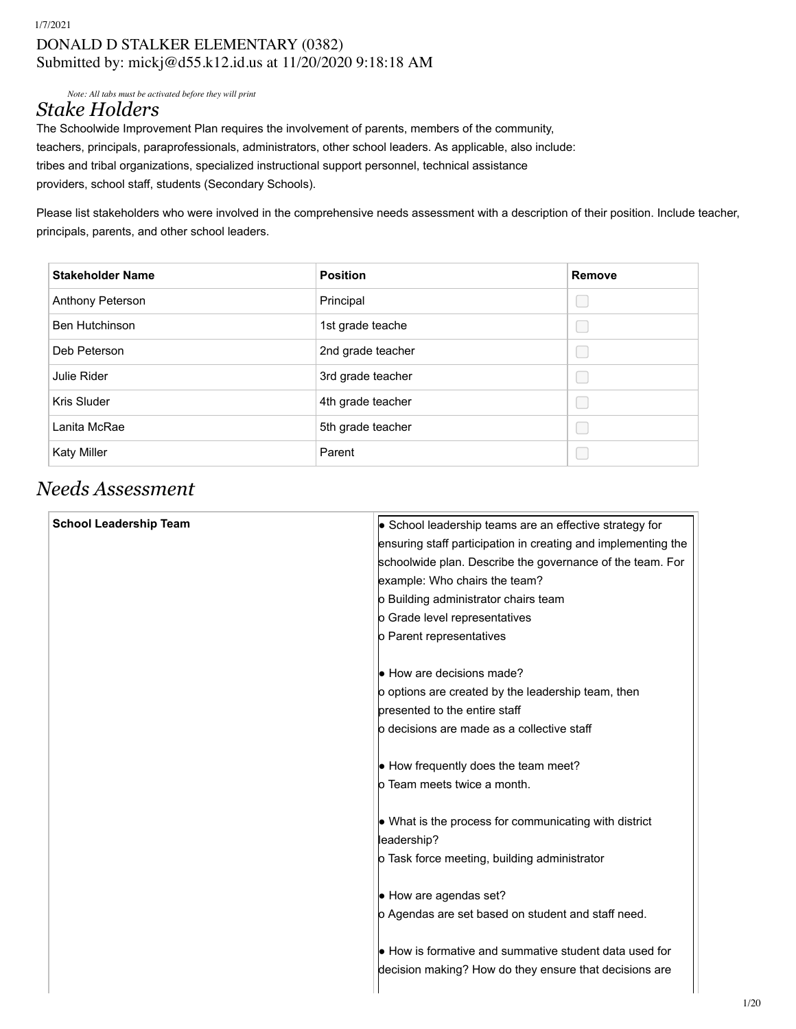DONALD D STALKER ELEMENTARY (0382)
Submitted by: mickj@d55.k12.id.us at 11/20/2020 9:18:18 AM

*Note: All tabs must be activated before they will print*

# Stake Holders

The Schoolwide Improvement Plan requires the involvement of parents, members of the community, teachers, principals, paraprofessionals, administrators, other school leaders. As applicable, also include: tribes and tribal organizations, specialized instructional support personnel, technical assistance providers, school staff, students (Secondary Schools).

Please list stakeholders who were involved in the comprehensive needs assessment with a description of their position. Include teacher, principals, parents, and other school leaders.

| Stakeholder Name | Position | Remove |
|---|---|---|
| Anthony Peterson | Principal | ☐ |
| Ben Hutchinson | 1st grade teache | ☐ |
| Deb Peterson | 2nd grade teacher | ☐ |
| Julie Rider | 3rd grade teacher | ☐ |
| Kris Sluder | 4th grade teacher | ☐ |
| Lanita McRae | 5th grade teacher | ☐ |
| Katy Miller | Parent | ☐ |

# Needs Assessment

**School Leadership Team**

- School leadership teams are an effective strategy for ensuring staff participation in creating and implementing the schoolwide plan. Describe the governance of the team. For example: Who chairs the team?
  - o Building administrator chairs team
  - o Grade level representatives
  - o Parent representatives

- How are decisions made?
  - o options are created by the leadership team, then presented to the entire staff
  - o decisions are made as a collective staff

- How frequently does the team meet?
  - o Team meets twice a month.

- What is the process for communicating with district leadership?
  - o Task force meeting, building administrator

- How are agendas set?
  - o Agendas are set based on student and staff need.

- How is formative and summative student data used for decision making? How do they ensure that decisions are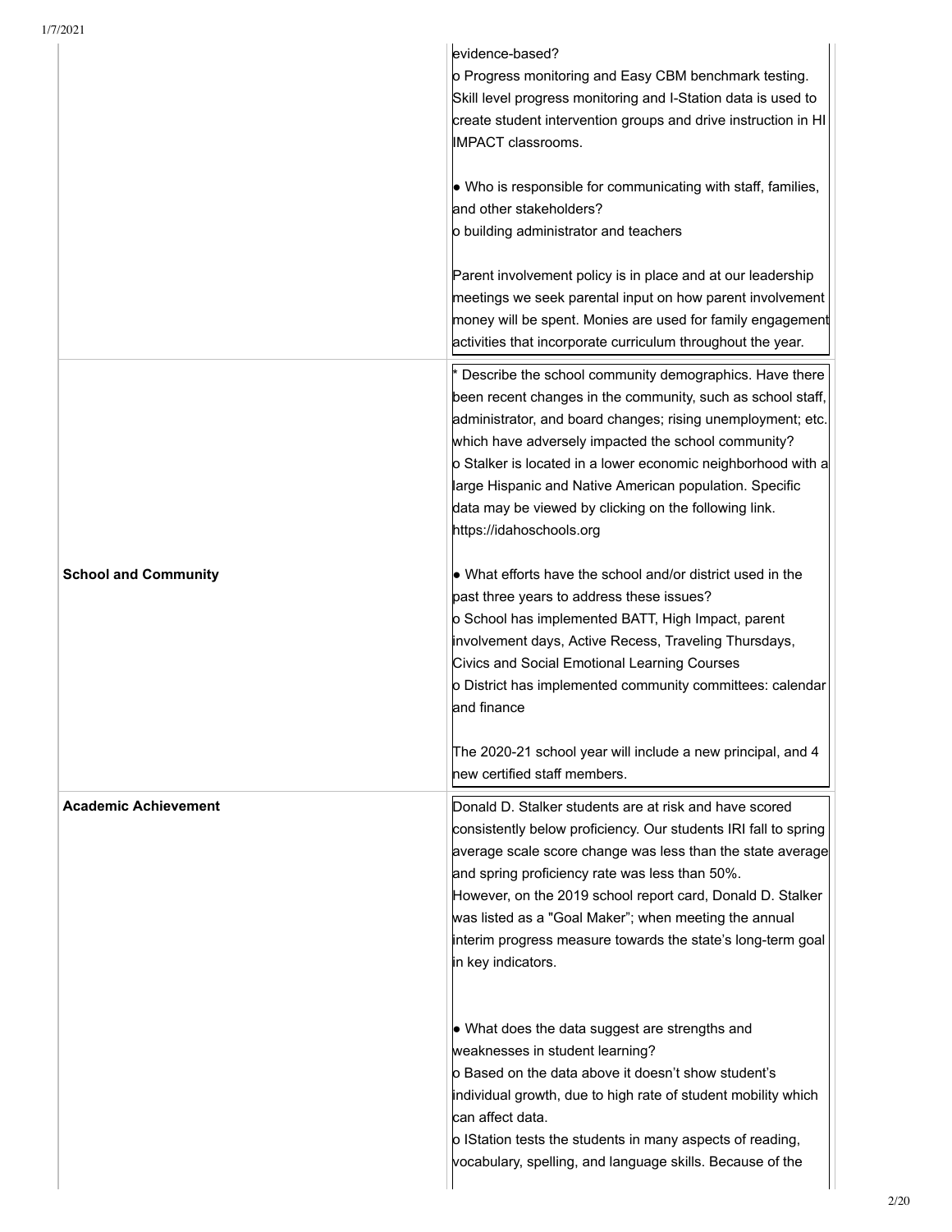| | |
|---|---|
| | evidence-based?<br>o Progress monitoring and Easy CBM benchmark testing. Skill level progress monitoring and I-Station data is used to create student intervention groups and drive instruction in HI IMPACT classrooms.<br><br>• Who is responsible for communicating with staff, families, and other stakeholders?<br>o building administrator and teachers<br><br>Parent involvement policy is in place and at our leadership meetings we seek parental input on how parent involvement money will be spent. Monies are used for family engagement activities that incorporate curriculum throughout the year. |
| **School and Community** | * Describe the school community demographics. Have there been recent changes in the community, such as school staff, administrator, and board changes; rising unemployment; etc. which have adversely impacted the school community?<br>o Stalker is located in a lower economic neighborhood with a large Hispanic and Native American population. Specific data may be viewed by clicking on the following link. https://idahoschools.org<br><br>• What efforts have the school and/or district used in the past three years to address these issues?<br>o School has implemented BATT, High Impact, parent involvement days, Active Recess, Traveling Thursdays, Civics and Social Emotional Learning Courses<br>o District has implemented community committees: calendar and finance<br><br>The 2020-21 school year will include a new principal, and 4 new certified staff members. |
| **Academic Achievement** | Donald D. Stalker students are at risk and have scored consistently below proficiency. Our students IRI fall to spring average scale score change was less than the state average and spring proficiency rate was less than 50%.<br>However, on the 2019 school report card, Donald D. Stalker was listed as a "Goal Maker"; when meeting the annual interim progress measure towards the state's long-term goal in key indicators.<br><br>• What does the data suggest are strengths and weaknesses in student learning?<br>o Based on the data above it doesn't show student's individual growth, due to high rate of student mobility which can affect data.<br>o IStation tests the students in many aspects of reading, vocabulary, spelling, and language skills. Because of the |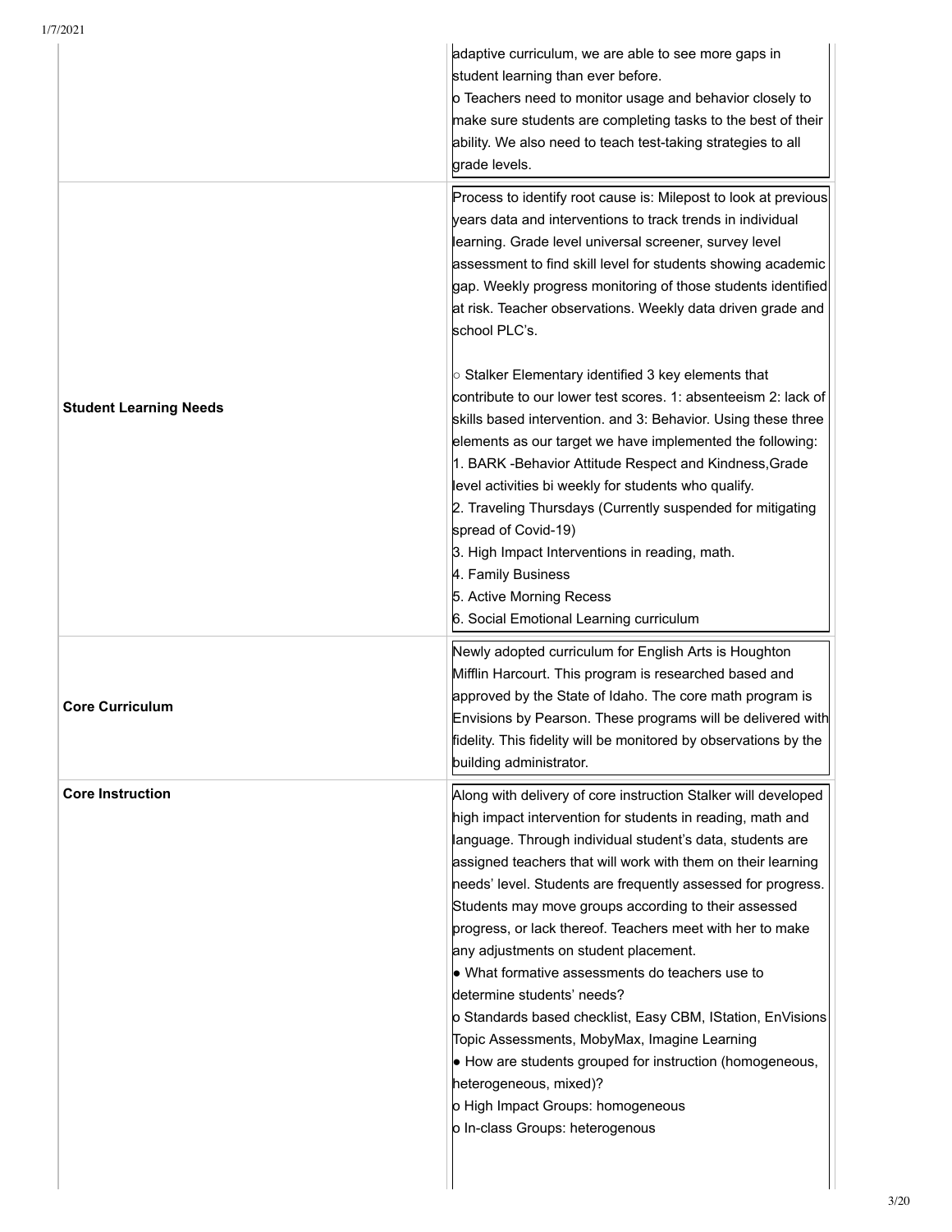| | |
|---|---|
| | adaptive curriculum, we are able to see more gaps in student learning than ever before.<br>o Teachers need to monitor usage and behavior closely to make sure students are completing tasks to the best of their ability. We also need to teach test-taking strategies to all grade levels. |
| **Student Learning Needs** | Process to identify root cause is: Milepost to look at previous years data and interventions to track trends in individual learning. Grade level universal screener, survey level assessment to find skill level for students showing academic gap. Weekly progress monitoring of those students identified at risk. Teacher observations. Weekly data driven grade and school PLC's.<br><br>○ Stalker Elementary identified 3 key elements that contribute to our lower test scores. 1: absenteeism 2: lack of skills based intervention. and 3: Behavior. Using these three elements as our target we have implemented the following:<br>1. BARK -Behavior Attitude Respect and Kindness,Grade level activities bi weekly for students who qualify.<br>2. Traveling Thursdays (Currently suspended for mitigating spread of Covid-19)<br>3. High Impact Interventions in reading, math.<br>4. Family Business<br>5. Active Morning Recess<br>6. Social Emotional Learning curriculum |
| **Core Curriculum** | Newly adopted curriculum for English Arts is Houghton Mifflin Harcourt. This program is researched based and approved by the State of Idaho. The core math program is Envisions by Pearson. These programs will be delivered with fidelity. This fidelity will be monitored by observations by the building administrator. |
| **Core Instruction** | Along with delivery of core instruction Stalker will developed high impact intervention for students in reading, math and language. Through individual student's data, students are assigned teachers that will work with them on their learning needs' level. Students are frequently assessed for progress. Students may move groups according to their assessed progress, or lack thereof. Teachers meet with her to make any adjustments on student placement.<br>• What formative assessments do teachers use to determine students' needs?<br>o Standards based checklist, Easy CBM, IStation, EnVisions Topic Assessments, MobyMax, Imagine Learning<br>• How are students grouped for instruction (homogeneous, heterogeneous, mixed)?<br>o High Impact Groups: homogeneous<br>o In-class Groups: heterogenous |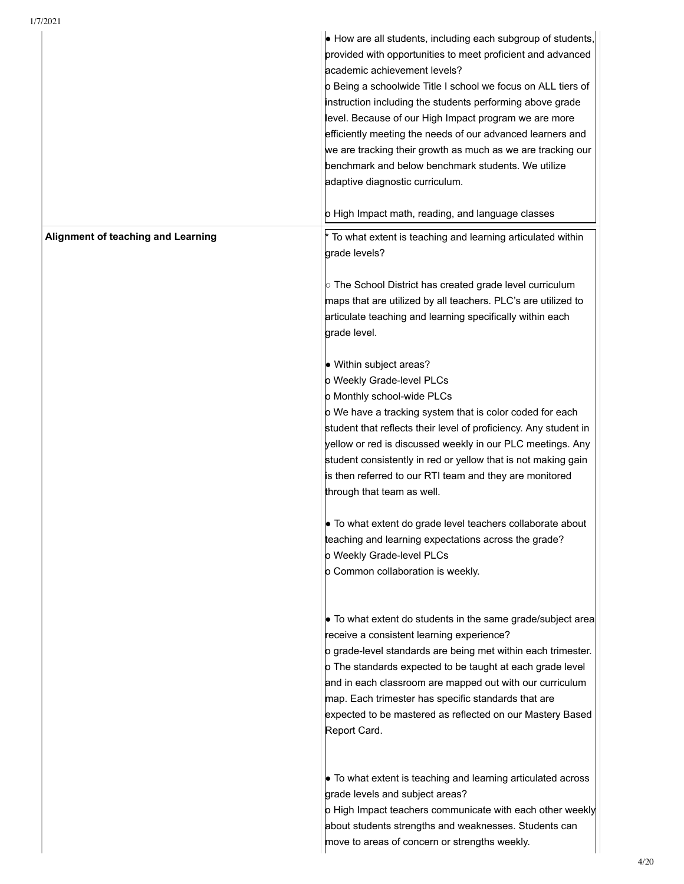| | |
|---|---|
| | • How are all students, including each subgroup of students, provided with opportunities to meet proficient and advanced academic achievement levels?<br>o Being a schoolwide Title I school we focus on ALL tiers of instruction including the students performing above grade level. Because of our High Impact program we are more efficiently meeting the needs of our advanced learners and we are tracking their growth as much as we are tracking our benchmark and below benchmark students. We utilize adaptive diagnostic curriculum.<br><br>o High Impact math, reading, and language classes |
| **Alignment of teaching and Learning** | * To what extent is teaching and learning articulated within grade levels?<br><br>○ The School District has created grade level curriculum maps that are utilized by all teachers. PLC's are utilized to articulate teaching and learning specifically within each grade level.<br><br>• Within subject areas?<br>o Weekly Grade-level PLCs<br>o Monthly school-wide PLCs<br>o We have a tracking system that is color coded for each student that reflects their level of proficiency. Any student in yellow or red is discussed weekly in our PLC meetings. Any student consistently in red or yellow that is not making gain is then referred to our RTI team and they are monitored through that team as well.<br><br>• To what extent do grade level teachers collaborate about teaching and learning expectations across the grade?<br>o Weekly Grade-level PLCs<br>o Common collaboration is weekly.<br><br>• To what extent do students in the same grade/subject area receive a consistent learning experience?<br>o grade-level standards are being met within each trimester.<br>o The standards expected to be taught at each grade level and in each classroom are mapped out with our curriculum map. Each trimester has specific standards that are expected to be mastered as reflected on our Mastery Based Report Card.<br><br>• To what extent is teaching and learning articulated across grade levels and subject areas?<br>o High Impact teachers communicate with each other weekly about students strengths and weaknesses. Students can move to areas of concern or strengths weekly. |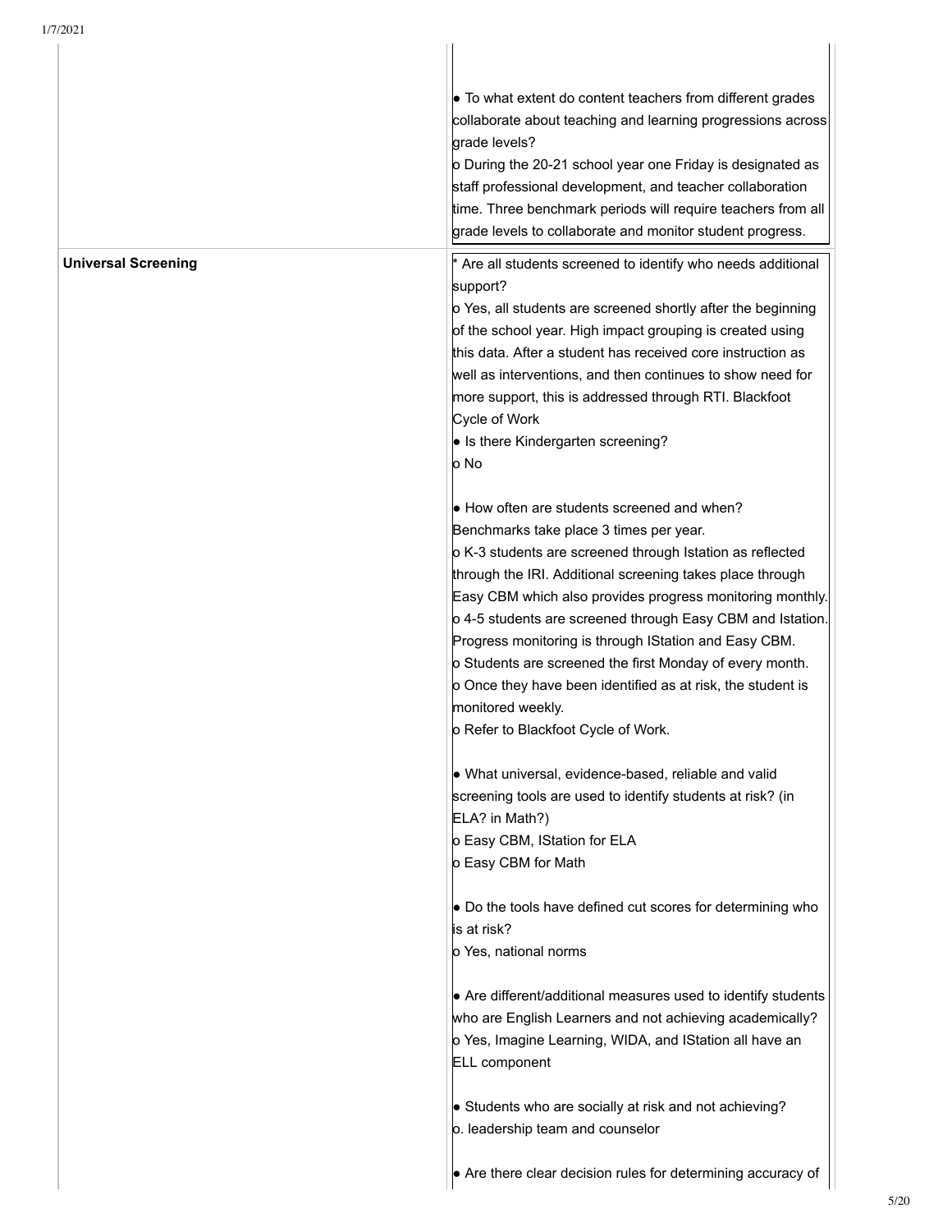| | |
|---|---|
| | • To what extent do content teachers from different grades collaborate about teaching and learning progressions across grade levels?<br>o During the 20-21 school year one Friday is designated as staff professional development, and teacher collaboration time. Three benchmark periods will require teachers from all grade levels to collaborate and monitor student progress. |
| **Universal Screening** | * Are all students screened to identify who needs additional support?<br>o Yes, all students are screened shortly after the beginning of the school year. High impact grouping is created using this data. After a student has received core instruction as well as interventions, and then continues to show need for more support, this is addressed through RTI. Blackfoot Cycle of Work<br>• Is there Kindergarten screening?<br>o No<br><br>• How often are students screened and when?<br>Benchmarks take place 3 times per year.<br>o K-3 students are screened through Istation as reflected through the IRI. Additional screening takes place through Easy CBM which also provides progress monitoring monthly.<br>o 4-5 students are screened through Easy CBM and Istation. Progress monitoring is through IStation and Easy CBM.<br>o Students are screened the first Monday of every month.<br>o Once they have been identified as at risk, the student is monitored weekly.<br>o Refer to Blackfoot Cycle of Work.<br><br>• What universal, evidence-based, reliable and valid screening tools are used to identify students at risk? (in ELA? in Math?)<br>o Easy CBM, IStation for ELA<br>o Easy CBM for Math<br><br>• Do the tools have defined cut scores for determining who is at risk?<br>o Yes, national norms<br><br>• Are different/additional measures used to identify students who are English Learners and not achieving academically?<br>o Yes, Imagine Learning, WIDA, and IStation all have an ELL component<br><br>• Students who are socially at risk and not achieving?<br>o. leadership team and counselor<br><br>• Are there clear decision rules for determining accuracy of |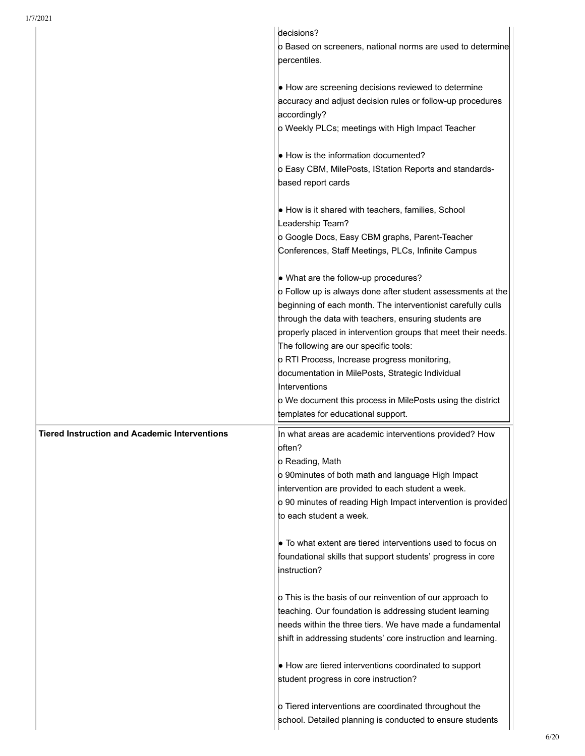| | |
|---|---|
| | decisions?<br>o Based on screeners, national norms are used to determine percentiles.<br><br>• How are screening decisions reviewed to determine accuracy and adjust decision rules or follow-up procedures accordingly?<br>o Weekly PLCs; meetings with High Impact Teacher<br><br>• How is the information documented?<br>o Easy CBM, MilePosts, IStation Reports and standards-based report cards<br><br>• How is it shared with teachers, families, School Leadership Team?<br>o Google Docs, Easy CBM graphs, Parent-Teacher Conferences, Staff Meetings, PLCs, Infinite Campus<br><br>• What are the follow-up procedures?<br>o Follow up is always done after student assessments at the beginning of each month. The interventionist carefully culls through the data with teachers, ensuring students are properly placed in intervention groups that meet their needs. The following are our specific tools:<br>o RTI Process, Increase progress monitoring, documentation in MilePosts, Strategic Individual Interventions<br>o We document this process in MilePosts using the district templates for educational support. |
| **Tiered Instruction and Academic Interventions** | In what areas are academic interventions provided? How often?<br>o Reading, Math<br>o 90minutes of both math and language High Impact intervention are provided to each student a week.<br>o 90 minutes of reading High Impact intervention is provided to each student a week.<br><br>• To what extent are tiered interventions used to focus on foundational skills that support students' progress in core instruction?<br><br>o This is the basis of our reinvention of our approach to teaching. Our foundation is addressing student learning needs within the three tiers. We have made a fundamental shift in addressing students' core instruction and learning.<br><br>• How are tiered interventions coordinated to support student progress in core instruction?<br><br>o Tiered interventions are coordinated throughout the school. Detailed planning is conducted to ensure students |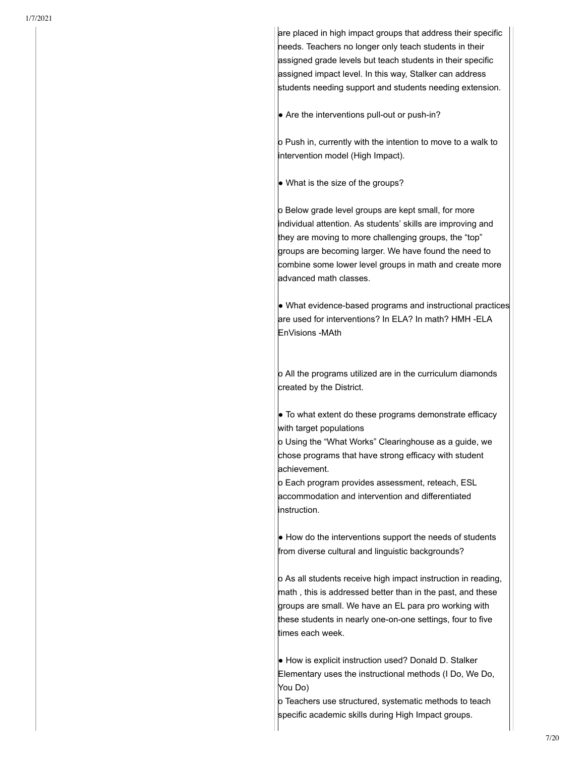are placed in high impact groups that address their specific needs. Teachers no longer only teach students in their assigned grade levels but teach students in their specific assigned impact level. In this way, Stalker can address students needing support and students needing extension.

- Are the interventions pull-out or push-in?

o Push in, currently with the intention to move to a walk to intervention model (High Impact).

- What is the size of the groups?

o Below grade level groups are kept small, for more individual attention. As students' skills are improving and they are moving to more challenging groups, the "top" groups are becoming larger. We have found the need to combine some lower level groups in math and create more advanced math classes.

- What evidence-based programs and instructional practices are used for interventions? In ELA? In math? HMH -ELA EnVisions -MAth

o All the programs utilized are in the curriculum diamonds created by the District.

- To what extent do these programs demonstrate efficacy with target populations

o Using the "What Works" Clearinghouse as a guide, we chose programs that have strong efficacy with student achievement.

o Each program provides assessment, reteach, ESL accommodation and intervention and differentiated instruction.

- How do the interventions support the needs of students from diverse cultural and linguistic backgrounds?

o As all students receive high impact instruction in reading, math , this is addressed better than in the past, and these groups are small. We have an EL para pro working with these students in nearly one-on-one settings, four to five times each week.

- How is explicit instruction used? Donald D. Stalker Elementary uses the instructional methods (I Do, We Do, You Do)

o Teachers use structured, systematic methods to teach specific academic skills during High Impact groups.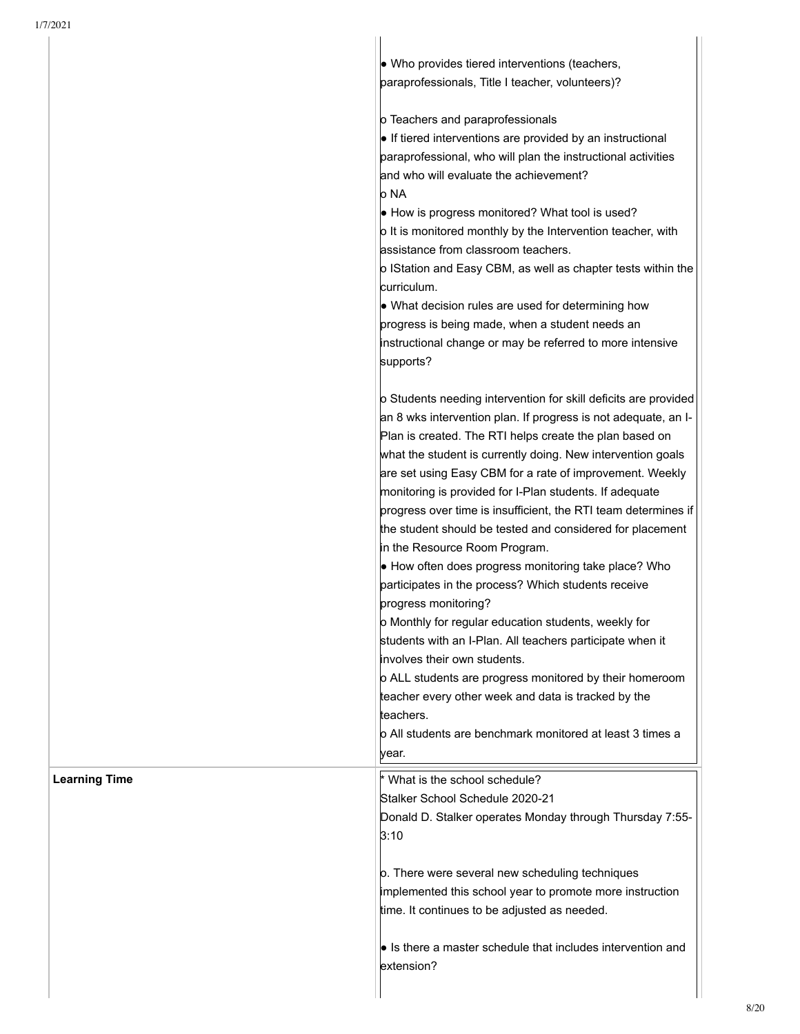| | |
|---|---|
| | • Who provides tiered interventions (teachers, paraprofessionals, Title I teacher, volunteers)?<br><br>o Teachers and paraprofessionals<br>• If tiered interventions are provided by an instructional paraprofessional, who will plan the instructional activities and who will evaluate the achievement?<br>o NA<br>• How is progress monitored? What tool is used?<br>o It is monitored monthly by the Intervention teacher, with assistance from classroom teachers.<br>o IStation and Easy CBM, as well as chapter tests within the curriculum.<br>• What decision rules are used for determining how progress is being made, when a student needs an instructional change or may be referred to more intensive supports?<br><br>o Students needing intervention for skill deficits are provided an 8 wks intervention plan. If progress is not adequate, an I-Plan is created. The RTI helps create the plan based on what the student is currently doing. New intervention goals are set using Easy CBM for a rate of improvement. Weekly monitoring is provided for I-Plan students. If adequate progress over time is insufficient, the RTI team determines if the student should be tested and considered for placement in the Resource Room Program.<br>• How often does progress monitoring take place? Who participates in the process? Which students receive progress monitoring?<br>o Monthly for regular education students, weekly for students with an I-Plan. All teachers participate when it involves their own students.<br>o ALL students are progress monitored by their homeroom teacher every other week and data is tracked by the teachers.<br>o All students are benchmark monitored at least 3 times a year. |
| **Learning Time** | * What is the school schedule?<br>Stalker School Schedule 2020-21<br>Donald D. Stalker operates Monday through Thursday 7:55-3:10<br><br>o. There were several new scheduling techniques implemented this school year to promote more instruction time. It continues to be adjusted as needed.<br><br>• Is there a master schedule that includes intervention and extension? |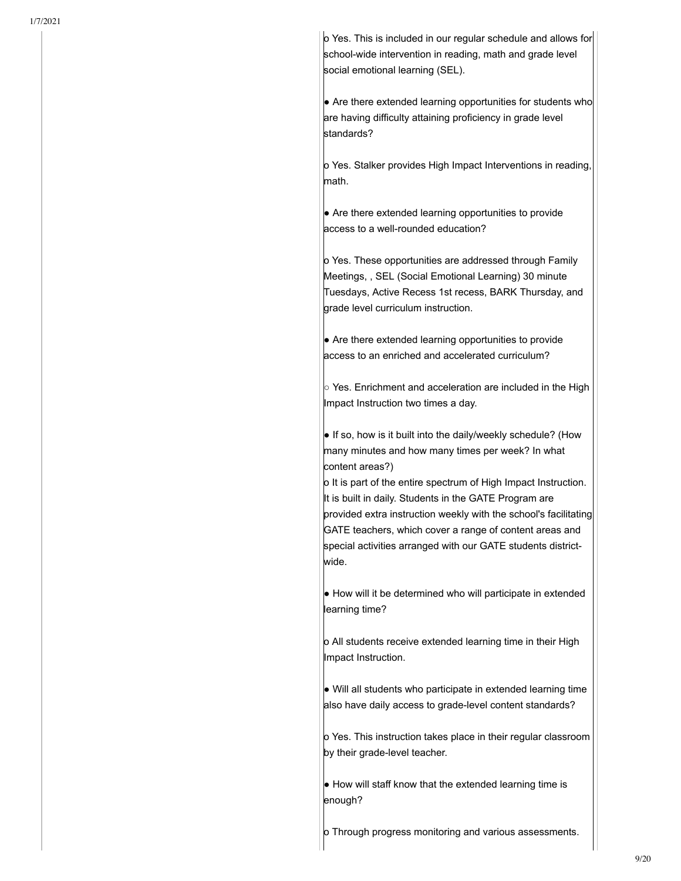o Yes. This is included in our regular schedule and allows for school-wide intervention in reading, math and grade level social emotional learning (SEL).

- Are there extended learning opportunities for students who are having difficulty attaining proficiency in grade level standards?

o Yes. Stalker provides High Impact Interventions in reading, math.

- Are there extended learning opportunities to provide access to a well-rounded education?

o Yes. These opportunities are addressed through Family Meetings, , SEL (Social Emotional Learning) 30 minute Tuesdays, Active Recess 1st recess, BARK Thursday, and grade level curriculum instruction.

- Are there extended learning opportunities to provide access to an enriched and accelerated curriculum?

○ Yes. Enrichment and acceleration are included in the High Impact Instruction two times a day.

- If so, how is it built into the daily/weekly schedule? (How many minutes and how many times per week? In what content areas?)

o It is part of the entire spectrum of High Impact Instruction. It is built in daily. Students in the GATE Program are provided extra instruction weekly with the school's facilitating GATE teachers, which cover a range of content areas and special activities arranged with our GATE students district-wide.

- How will it be determined who will participate in extended learning time?

o All students receive extended learning time in their High Impact Instruction.

- Will all students who participate in extended learning time also have daily access to grade-level content standards?

o Yes. This instruction takes place in their regular classroom by their grade-level teacher.

- How will staff know that the extended learning time is enough?

o Through progress monitoring and various assessments.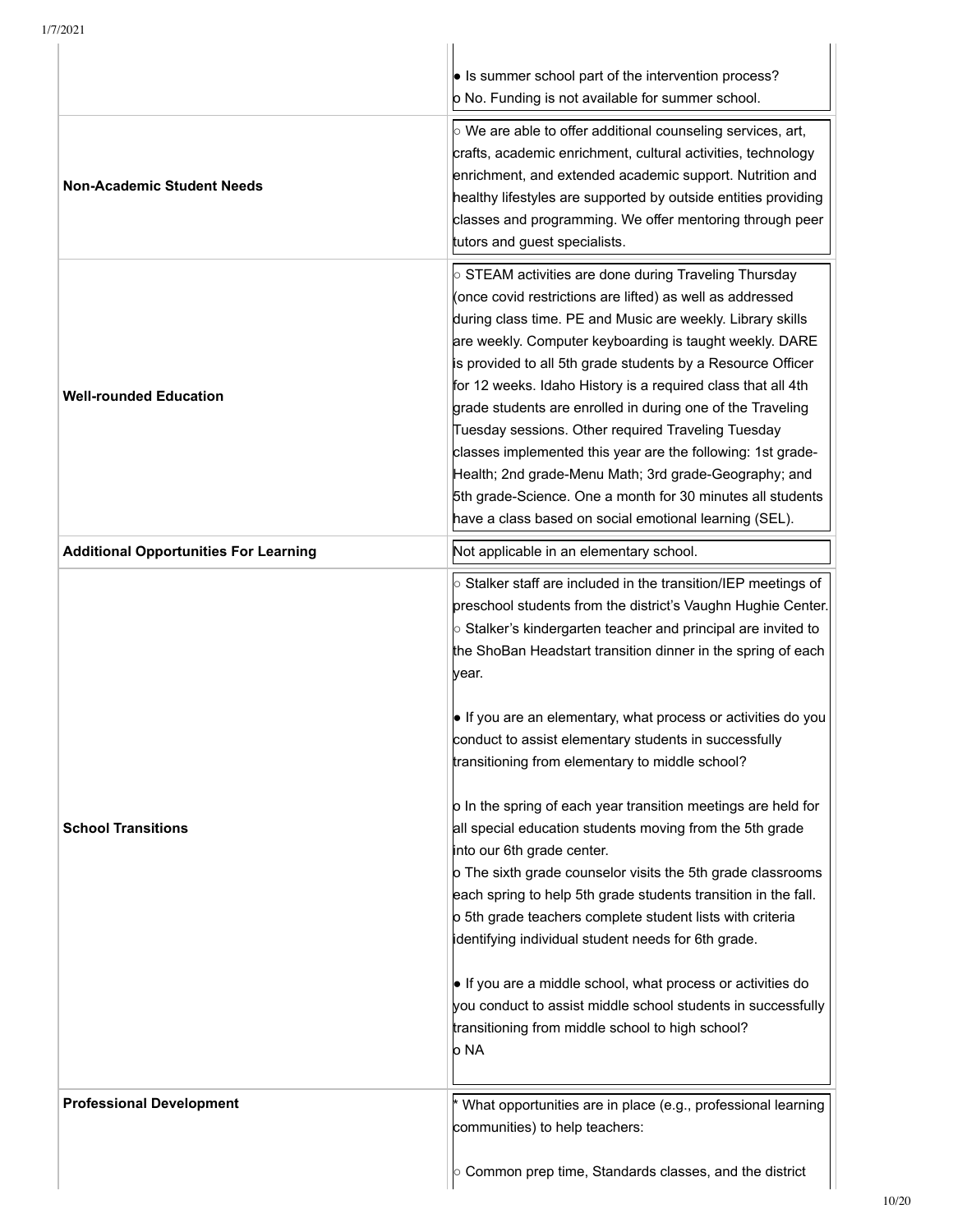| | |
|---|---|
| | • Is summer school part of the intervention process?<br>o No. Funding is not available for summer school. |
| **Non-Academic Student Needs** | ○ We are able to offer additional counseling services, art, crafts, academic enrichment, cultural activities, technology enrichment, and extended academic support. Nutrition and healthy lifestyles are supported by outside entities providing classes and programming. We offer mentoring through peer tutors and guest specialists. |
| **Well-rounded Education** | ○ STEAM activities are done during Traveling Thursday (once covid restrictions are lifted) as well as addressed during class time. PE and Music are weekly. Library skills are weekly. Computer keyboarding is taught weekly. DARE is provided to all 5th grade students by a Resource Officer for 12 weeks. Idaho History is a required class that all 4th grade students are enrolled in during one of the Traveling Tuesday sessions. Other required Traveling Tuesday classes implemented this year are the following: 1st grade-Health; 2nd grade-Menu Math; 3rd grade-Geography; and 5th grade-Science. One a month for 30 minutes all students have a class based on social emotional learning (SEL). |
| **Additional Opportunities For Learning** | Not applicable in an elementary school. |
| **School Transitions** | ○ Stalker staff are included in the transition/IEP meetings of preschool students from the district's Vaughn Hughie Center.<br>○ Stalker's kindergarten teacher and principal are invited to the ShoBan Headstart transition dinner in the spring of each year.<br><br>• If you are an elementary, what process or activities do you conduct to assist elementary students in successfully transitioning from elementary to middle school?<br><br>o In the spring of each year transition meetings are held for all special education students moving from the 5th grade into our 6th grade center.<br>o The sixth grade counselor visits the 5th grade classrooms each spring to help 5th grade students transition in the fall.<br>o 5th grade teachers complete student lists with criteria identifying individual student needs for 6th grade.<br><br>• If you are a middle school, what process or activities do you conduct to assist middle school students in successfully transitioning from middle school to high school?<br>o NA |
| **Professional Development** | * What opportunities are in place (e.g., professional learning communities) to help teachers:<br><br>○ Common prep time, Standards classes, and the district |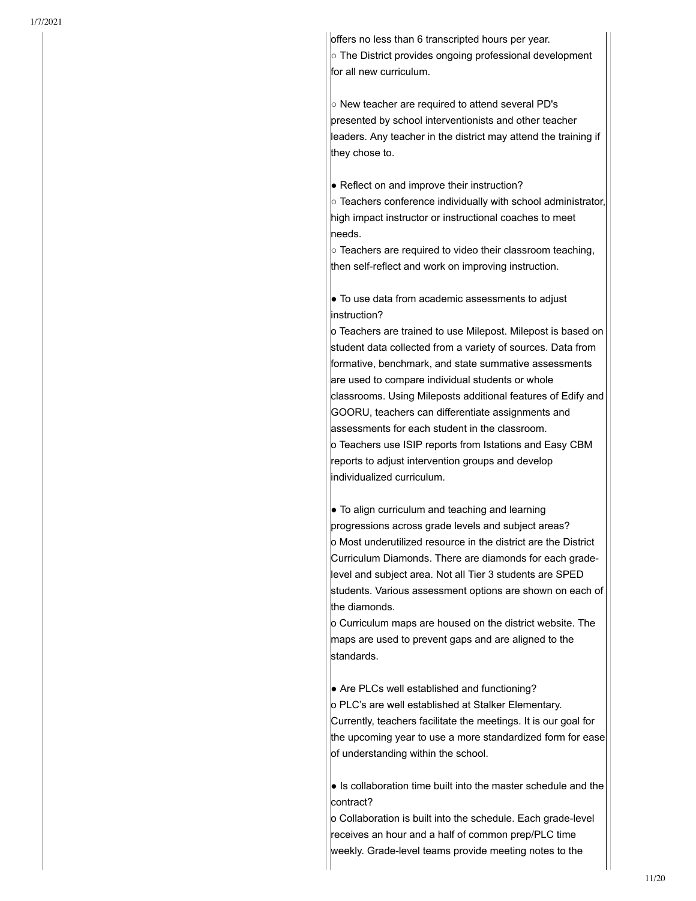offers no less than 6 transcripted hours per year.

○ The District provides ongoing professional development for all new curriculum.

○ New teacher are required to attend several PD's presented by school interventionists and other teacher leaders. Any teacher in the district may attend the training if they chose to.

● Reflect on and improve their instruction?

○ Teachers conference individually with school administrator, high impact instructor or instructional coaches to meet needs.

○ Teachers are required to video their classroom teaching, then self-reflect and work on improving instruction.

● To use data from academic assessments to adjust instruction?

o Teachers are trained to use Milepost. Milepost is based on student data collected from a variety of sources. Data from formative, benchmark, and state summative assessments are used to compare individual students or whole classrooms. Using Mileposts additional features of Edify and GOORU, teachers can differentiate assignments and assessments for each student in the classroom.

o Teachers use ISIP reports from Istations and Easy CBM reports to adjust intervention groups and develop individualized curriculum.

● To align curriculum and teaching and learning progressions across grade levels and subject areas?

o Most underutilized resource in the district are the District Curriculum Diamonds. There are diamonds for each grade-level and subject area. Not all Tier 3 students are SPED students. Various assessment options are shown on each of the diamonds.

o Curriculum maps are housed on the district website. The maps are used to prevent gaps and are aligned to the standards.

● Are PLCs well established and functioning?

o PLC's are well established at Stalker Elementary. Currently, teachers facilitate the meetings. It is our goal for the upcoming year to use a more standardized form for ease of understanding within the school.

● Is collaboration time built into the master schedule and the contract?

o Collaboration is built into the schedule. Each grade-level receives an hour and a half of common prep/PLC time weekly. Grade-level teams provide meeting notes to the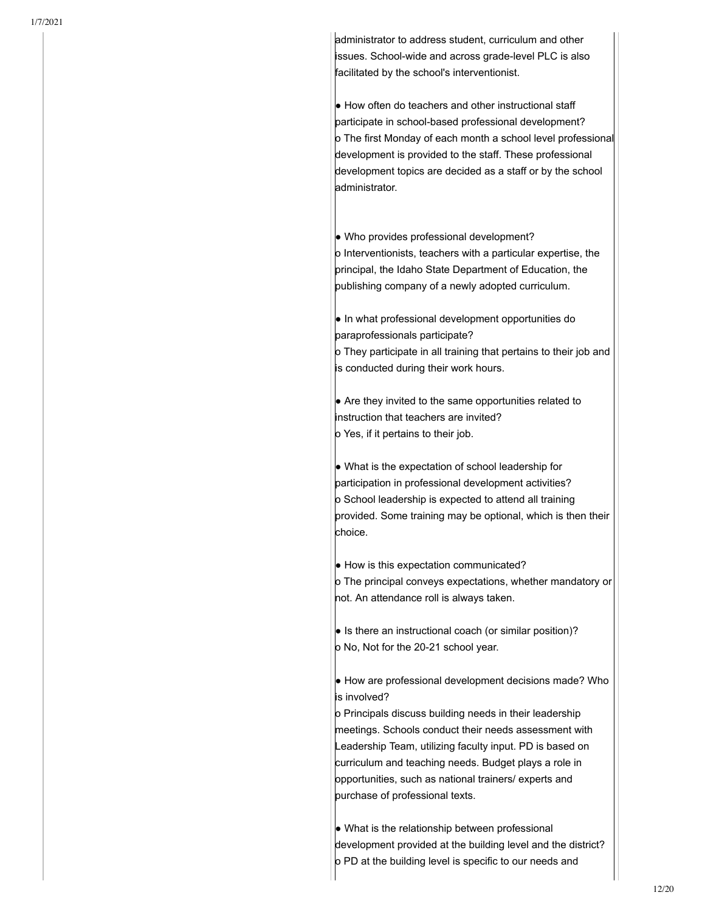administrator to address student, curriculum and other issues. School-wide and across grade-level PLC is also facilitated by the school's interventionist.

- How often do teachers and other instructional staff participate in school-based professional development?
  - o The first Monday of each month a school level professional development is provided to the staff. These professional development topics are decided as a staff or by the school administrator.

- Who provides professional development?
  - o Interventionists, teachers with a particular expertise, the principal, the Idaho State Department of Education, the publishing company of a newly adopted curriculum.

- In what professional development opportunities do paraprofessionals participate?
  - o They participate in all training that pertains to their job and is conducted during their work hours.

- Are they invited to the same opportunities related to instruction that teachers are invited?
  - o Yes, if it pertains to their job.

- What is the expectation of school leadership for participation in professional development activities?
  - o School leadership is expected to attend all training provided. Some training may be optional, which is then their choice.

- How is this expectation communicated?
  - o The principal conveys expectations, whether mandatory or not. An attendance roll is always taken.

- Is there an instructional coach (or similar position)?
  - o No, Not for the 20-21 school year.

- How are professional development decisions made? Who is involved?
  - o Principals discuss building needs in their leadership meetings. Schools conduct their needs assessment with Leadership Team, utilizing faculty input. PD is based on curriculum and teaching needs. Budget plays a role in opportunities, such as national trainers/ experts and purchase of professional texts.

- What is the relationship between professional development provided at the building level and the district?
  - o PD at the building level is specific to our needs and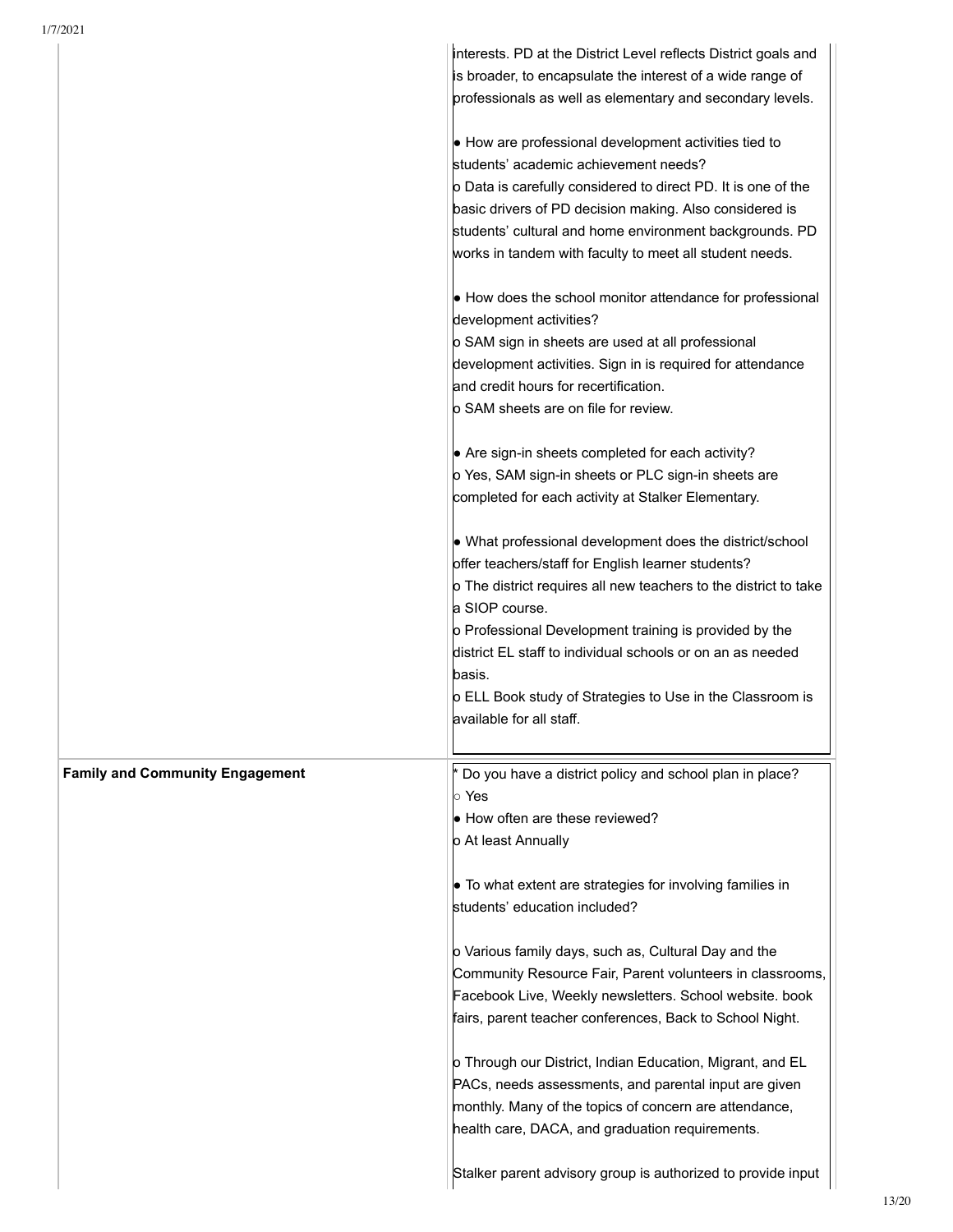| | |
|---|---|
| | interests. PD at the District Level reflects District goals and is broader, to encapsulate the interest of a wide range of professionals as well as elementary and secondary levels.<br><br>• How are professional development activities tied to students' academic achievement needs?<br>o Data is carefully considered to direct PD. It is one of the basic drivers of PD decision making. Also considered is students' cultural and home environment backgrounds. PD works in tandem with faculty to meet all student needs.<br><br>• How does the school monitor attendance for professional development activities?<br>o SAM sign in sheets are used at all professional development activities. Sign in is required for attendance and credit hours for recertification.<br>o SAM sheets are on file for review.<br><br>• Are sign-in sheets completed for each activity?<br>o Yes, SAM sign-in sheets or PLC sign-in sheets are completed for each activity at Stalker Elementary.<br><br>• What professional development does the district/school offer teachers/staff for English learner students?<br>o The district requires all new teachers to the district to take a SIOP course.<br>o Professional Development training is provided by the district EL staff to individual schools or on an as needed basis.<br>o ELL Book study of Strategies to Use in the Classroom is available for all staff. |
| **Family and Community Engagement** | * Do you have a district policy and school plan in place?<br>○ Yes<br>• How often are these reviewed?<br>o At least Annually<br><br>• To what extent are strategies for involving families in students' education included?<br><br>o Various family days, such as, Cultural Day and the Community Resource Fair, Parent volunteers in classrooms, Facebook Live, Weekly newsletters. School website. book fairs, parent teacher conferences, Back to School Night.<br><br>o Through our District, Indian Education, Migrant, and EL PACs, needs assessments, and parental input are given monthly. Many of the topics of concern are attendance, health care, DACA, and graduation requirements.<br><br>Stalker parent advisory group is authorized to provide input |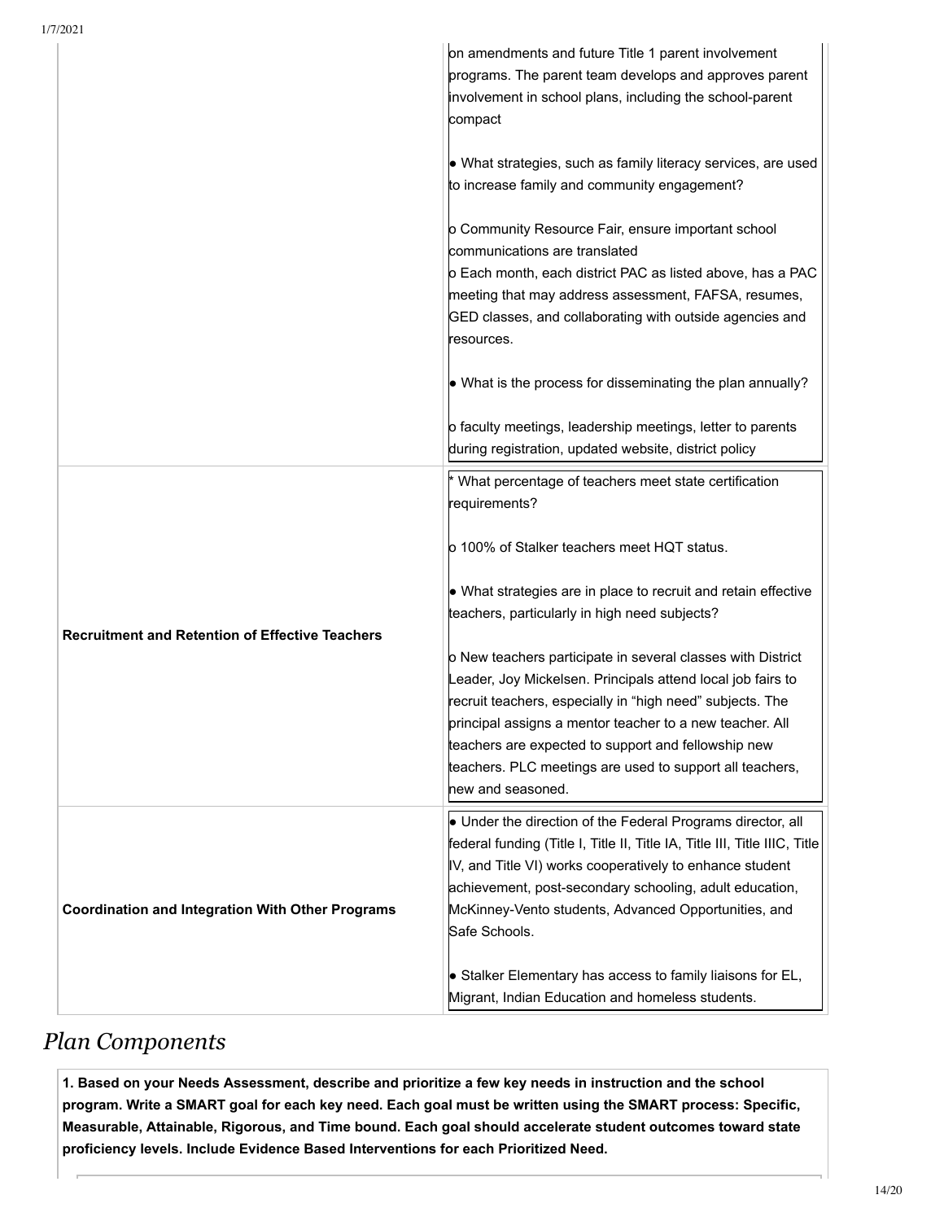| | |
|---|---|
| | on amendments and future Title 1 parent involvement programs. The parent team develops and approves parent involvement in school plans, including the school-parent compact<br><br>• What strategies, such as family literacy services, are used to increase family and community engagement?<br><br>o Community Resource Fair, ensure important school communications are translated<br>o Each month, each district PAC as listed above, has a PAC meeting that may address assessment, FAFSA, resumes, GED classes, and collaborating with outside agencies and resources.<br><br>• What is the process for disseminating the plan annually?<br><br>o faculty meetings, leadership meetings, letter to parents during registration, updated website, district policy |
| **Recruitment and Retention of Effective Teachers** | * What percentage of teachers meet state certification requirements?<br><br>o 100% of Stalker teachers meet HQT status.<br><br>• What strategies are in place to recruit and retain effective teachers, particularly in high need subjects?<br><br>o New teachers participate in several classes with District Leader, Joy Mickelsen. Principals attend local job fairs to recruit teachers, especially in "high need" subjects. The principal assigns a mentor teacher to a new teacher. All teachers are expected to support and fellowship new teachers. PLC meetings are used to support all teachers, new and seasoned. |
| **Coordination and Integration With Other Programs** | • Under the direction of the Federal Programs director, all federal funding (Title I, Title II, Title IA, Title III, Title IIIC, Title IV, and Title VI) works cooperatively to enhance student achievement, post-secondary schooling, adult education, McKinney-Vento students, Advanced Opportunities, and Safe Schools.<br><br>• Stalker Elementary has access to family liaisons for EL, Migrant, Indian Education and homeless students. |

# *Plan Components*

**1. Based on your Needs Assessment, describe and prioritize a few key needs in instruction and the school program. Write a SMART goal for each key need. Each goal must be written using the SMART process: Specific, Measurable, Attainable, Rigorous, and Time bound. Each goal should accelerate student outcomes toward state proficiency levels. Include Evidence Based Interventions for each Prioritized Need.**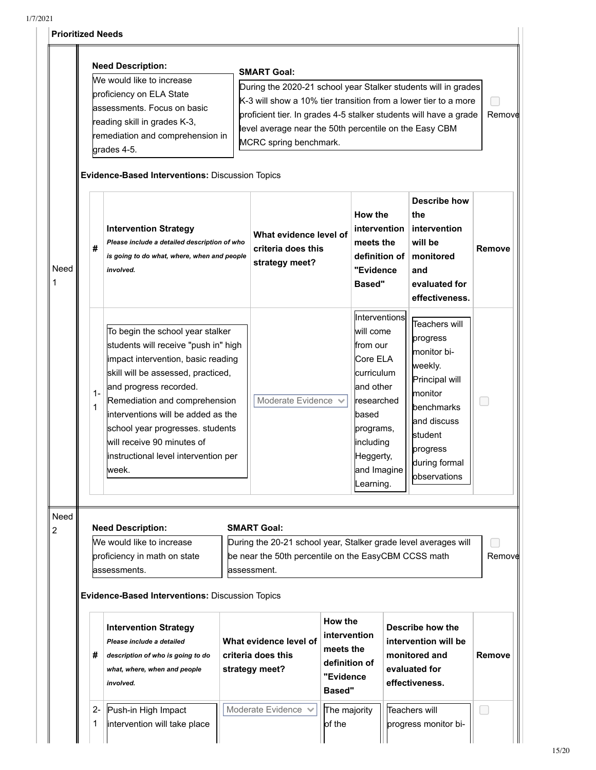**Prioritized Needs**

## Need 1

**Need Description:**

We would like to increase proficiency on ELA State assessments. Focus on basic reading skill in grades K-3, remediation and comprehension in grades 4-5.

**SMART Goal:**

During the 2020-21 school year Stalker students will in grades K-3 will show a 10% tier transition from a lower tier to a more proficient tier. In grades 4-5 stalker students will have a grade level average near the 50th percentile on the Easy CBM MCRC spring benchmark.

Remove

**Evidence-Based Interventions:** Discussion Topics

| # | Intervention Strategy *Please include a detailed description of who is going to do what, where, when and people involved.* | What evidence level of criteria does this strategy meet? | How the intervention meets the definition of "Evidence Based" | Describe how the intervention will be monitored and evaluated for effectiveness. | Remove |
|---|---|---|---|---|---|
| 1-1 | To begin the school year stalker students will receive "push in" high impact intervention, basic reading skill will be assessed, practiced, and progress recorded. Remediation and comprehension interventions will be added as the school year progresses. students will receive 90 minutes of instructional level intervention per week. | Moderate Evidence | Interventions will come from our Core ELA curriculum and other researched based programs, including Heggerty, and Imagine Learning. | Teachers will progress monitor bi-weekly. Principal will monitor benchmarks and discuss student progress during formal observations | |

## Need 2

**Need Description:**

We would like to increase proficiency in math on state assessments.

**SMART Goal:**

During the 20-21 school year, Stalker grade level averages will be near the 50th percentile on the EasyCBM CCSS math assessment.

Remove

**Evidence-Based Interventions:** Discussion Topics

| # | Intervention Strategy *Please include a detailed description of who is going to do what, where, when and people involved.* | What evidence level of criteria does this strategy meet? | How the intervention meets the definition of "Evidence Based" | Describe how the intervention will be monitored and evaluated for effectiveness. | Remove |
|---|---|---|---|---|---|
| 2-1 | Push-in High Impact intervention will take place | Moderate Evidence | The majority of the | Teachers will progress monitor bi- | |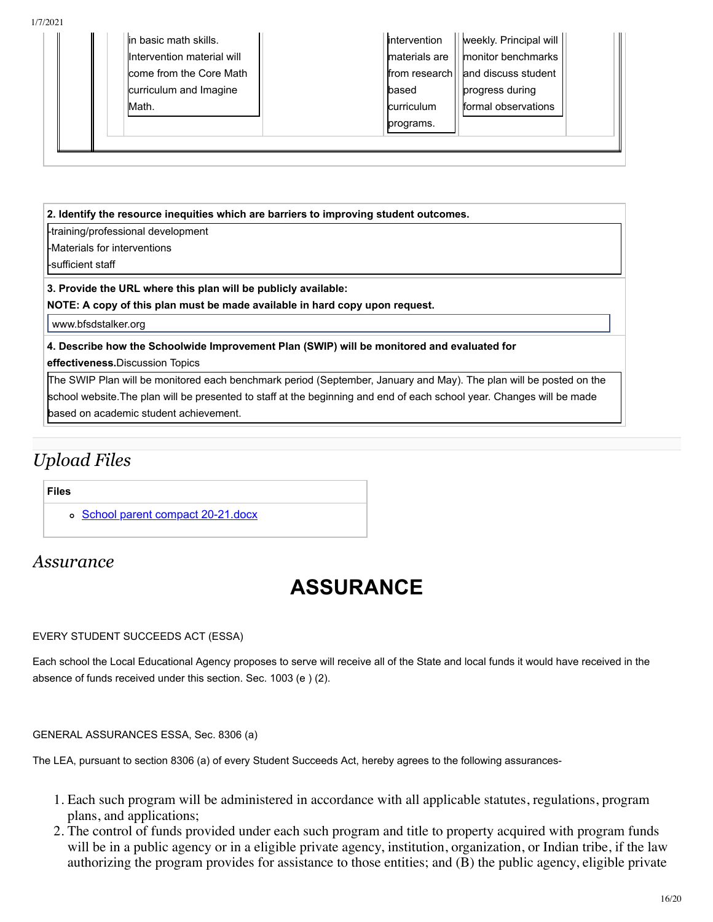| | | | | |
|---|---|---|---|---|
| in basic math skills. Intervention material will come from the Core Math curriculum and Imagine Math. | | intervention materials are from research based curriculum programs. | weekly. Principal will monitor benchmarks and discuss student progress during formal observations | |

**2. Identify the resource inequities which are barriers to improving student outcomes.**

-training/professional development
-Materials for interventions
-sufficient staff

**3. Provide the URL where this plan will be publicly available:**

**NOTE: A copy of this plan must be made available in hard copy upon request.**

www.bfsdstalker.org

**4. Describe how the Schoolwide Improvement Plan (SWIP) will be monitored and evaluated for effectiveness.**Discussion Topics

The SWIP Plan will be monitored each benchmark period (September, January and May). The plan will be posted on the school website.The plan will be presented to staff at the beginning and end of each school year. Changes will be made based on academic student achievement.

## *Upload Files*

**Files**

- School parent compact 20-21.docx

## *Assurance*

# ASSURANCE

EVERY STUDENT SUCCEEDS ACT (ESSA)

Each school the Local Educational Agency proposes to serve will receive all of the State and local funds it would have received in the absence of funds received under this section. Sec. 1003 (e ) (2).

GENERAL ASSURANCES ESSA, Sec. 8306 (a)

The LEA, pursuant to section 8306 (a) of every Student Succeeds Act, hereby agrees to the following assurances-

1. Each such program will be administered in accordance with all applicable statutes, regulations, program plans, and applications;
2. The control of funds provided under each such program and title to property acquired with program funds will be in a public agency or in a eligible private agency, institution, organization, or Indian tribe, if the law authorizing the program provides for assistance to those entities; and (B) the public agency, eligible private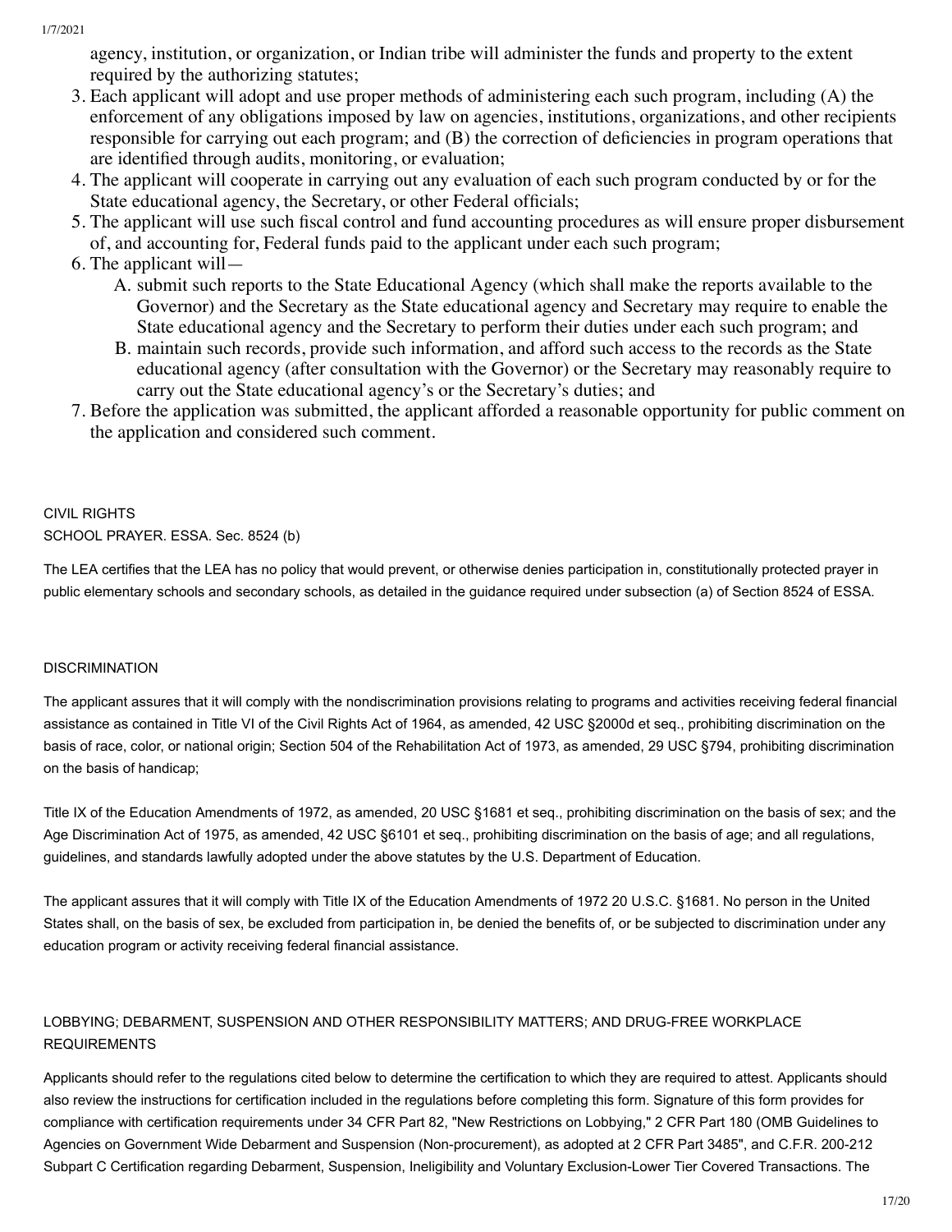agency, institution, or organization, or Indian tribe will administer the funds and property to the extent required by the authorizing statutes;

3. Each applicant will adopt and use proper methods of administering each such program, including (A) the enforcement of any obligations imposed by law on agencies, institutions, organizations, and other recipients responsible for carrying out each program; and (B) the correction of deficiencies in program operations that are identified through audits, monitoring, or evaluation;
4. The applicant will cooperate in carrying out any evaluation of each such program conducted by or for the State educational agency, the Secretary, or other Federal officials;
5. The applicant will use such fiscal control and fund accounting procedures as will ensure proper disbursement of, and accounting for, Federal funds paid to the applicant under each such program;
6. The applicant will—
   A. submit such reports to the State Educational Agency (which shall make the reports available to the Governor) and the Secretary as the State educational agency and Secretary may require to enable the State educational agency and the Secretary to perform their duties under each such program; and
   B. maintain such records, provide such information, and afford such access to the records as the State educational agency (after consultation with the Governor) or the Secretary may reasonably require to carry out the State educational agency's or the Secretary's duties; and
7. Before the application was submitted, the applicant afforded a reasonable opportunity for public comment on the application and considered such comment.

CIVIL RIGHTS

SCHOOL PRAYER. ESSA. Sec. 8524 (b)

The LEA certifies that the LEA has no policy that would prevent, or otherwise denies participation in, constitutionally protected prayer in public elementary schools and secondary schools, as detailed in the guidance required under subsection (a) of Section 8524 of ESSA.

DISCRIMINATION

The applicant assures that it will comply with the nondiscrimination provisions relating to programs and activities receiving federal financial assistance as contained in Title VI of the Civil Rights Act of 1964, as amended, 42 USC §2000d et seq., prohibiting discrimination on the basis of race, color, or national origin; Section 504 of the Rehabilitation Act of 1973, as amended, 29 USC §794, prohibiting discrimination on the basis of handicap;

Title IX of the Education Amendments of 1972, as amended, 20 USC §1681 et seq., prohibiting discrimination on the basis of sex; and the Age Discrimination Act of 1975, as amended, 42 USC §6101 et seq., prohibiting discrimination on the basis of age; and all regulations, guidelines, and standards lawfully adopted under the above statutes by the U.S. Department of Education.

The applicant assures that it will comply with Title IX of the Education Amendments of 1972 20 U.S.C. §1681. No person in the United States shall, on the basis of sex, be excluded from participation in, be denied the benefits of, or be subjected to discrimination under any education program or activity receiving federal financial assistance.

LOBBYING; DEBARMENT, SUSPENSION AND OTHER RESPONSIBILITY MATTERS; AND DRUG-FREE WORKPLACE REQUIREMENTS

Applicants should refer to the regulations cited below to determine the certification to which they are required to attest. Applicants should also review the instructions for certification included in the regulations before completing this form. Signature of this form provides for compliance with certification requirements under 34 CFR Part 82, "New Restrictions on Lobbying," 2 CFR Part 180 (OMB Guidelines to Agencies on Government Wide Debarment and Suspension (Non-procurement), as adopted at 2 CFR Part 3485", and C.F.R. 200-212 Subpart C Certification regarding Debarment, Suspension, Ineligibility and Voluntary Exclusion-Lower Tier Covered Transactions. The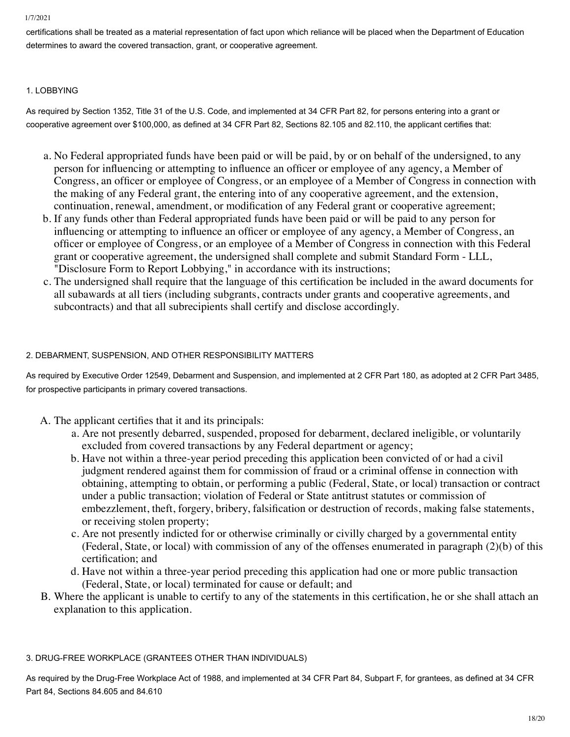certifications shall be treated as a material representation of fact upon which reliance will be placed when the Department of Education determines to award the covered transaction, grant, or cooperative agreement.

### 1. LOBBYING

As required by Section 1352, Title 31 of the U.S. Code, and implemented at 34 CFR Part 82, for persons entering into a grant or cooperative agreement over $100,000, as defined at 34 CFR Part 82, Sections 82.105 and 82.110, the applicant certifies that:

a. No Federal appropriated funds have been paid or will be paid, by or on behalf of the undersigned, to any person for influencing or attempting to influence an officer or employee of any agency, a Member of Congress, an officer or employee of Congress, or an employee of a Member of Congress in connection with the making of any Federal grant, the entering into of any cooperative agreement, and the extension, continuation, renewal, amendment, or modification of any Federal grant or cooperative agreement;
b. If any funds other than Federal appropriated funds have been paid or will be paid to any person for influencing or attempting to influence an officer or employee of any agency, a Member of Congress, an officer or employee of Congress, or an employee of a Member of Congress in connection with this Federal grant or cooperative agreement, the undersigned shall complete and submit Standard Form - LLL, "Disclosure Form to Report Lobbying," in accordance with its instructions;
c. The undersigned shall require that the language of this certification be included in the award documents for all subawards at all tiers (including subgrants, contracts under grants and cooperative agreements, and subcontracts) and that all subrecipients shall certify and disclose accordingly.

### 2. DEBARMENT, SUSPENSION, AND OTHER RESPONSIBILITY MATTERS

As required by Executive Order 12549, Debarment and Suspension, and implemented at 2 CFR Part 180, as adopted at 2 CFR Part 3485, for prospective participants in primary covered transactions.

A. The applicant certifies that it and its principals:
   a. Are not presently debarred, suspended, proposed for debarment, declared ineligible, or voluntarily excluded from covered transactions by any Federal department or agency;
   b. Have not within a three-year period preceding this application been convicted of or had a civil judgment rendered against them for commission of fraud or a criminal offense in connection with obtaining, attempting to obtain, or performing a public (Federal, State, or local) transaction or contract under a public transaction; violation of Federal or State antitrust statutes or commission of embezzlement, theft, forgery, bribery, falsification or destruction of records, making false statements, or receiving stolen property;
   c. Are not presently indicted for or otherwise criminally or civilly charged by a governmental entity (Federal, State, or local) with commission of any of the offenses enumerated in paragraph (2)(b) of this certification; and
   d. Have not within a three-year period preceding this application had one or more public transaction (Federal, State, or local) terminated for cause or default; and
B. Where the applicant is unable to certify to any of the statements in this certification, he or she shall attach an explanation to this application.

### 3. DRUG-FREE WORKPLACE (GRANTEES OTHER THAN INDIVIDUALS)

As required by the Drug-Free Workplace Act of 1988, and implemented at 34 CFR Part 84, Subpart F, for grantees, as defined at 34 CFR Part 84, Sections 84.605 and 84.610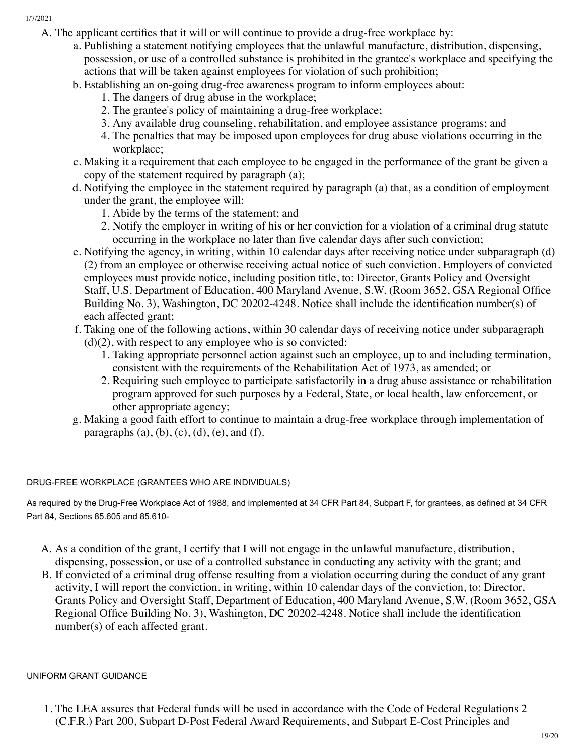A. The applicant certifies that it will or will continue to provide a drug-free workplace by:
    a. Publishing a statement notifying employees that the unlawful manufacture, distribution, dispensing, possession, or use of a controlled substance is prohibited in the grantee's workplace and specifying the actions that will be taken against employees for violation of such prohibition;
    b. Establishing an on-going drug-free awareness program to inform employees about:
        1. The dangers of drug abuse in the workplace;
        2. The grantee's policy of maintaining a drug-free workplace;
        3. Any available drug counseling, rehabilitation, and employee assistance programs; and
        4. The penalties that may be imposed upon employees for drug abuse violations occurring in the workplace;
    c. Making it a requirement that each employee to be engaged in the performance of the grant be given a copy of the statement required by paragraph (a);
    d. Notifying the employee in the statement required by paragraph (a) that, as a condition of employment under the grant, the employee will:
        1. Abide by the terms of the statement; and
        2. Notify the employer in writing of his or her conviction for a violation of a criminal drug statute occurring in the workplace no later than five calendar days after such conviction;
    e. Notifying the agency, in writing, within 10 calendar days after receiving notice under subparagraph (d)(2) from an employee or otherwise receiving actual notice of such conviction. Employers of convicted employees must provide notice, including position title, to: Director, Grants Policy and Oversight Staff, U.S. Department of Education, 400 Maryland Avenue, S.W. (Room 3652, GSA Regional Office Building No. 3), Washington, DC 20202-4248. Notice shall include the identification number(s) of each affected grant;
    f. Taking one of the following actions, within 30 calendar days of receiving notice under subparagraph (d)(2), with respect to any employee who is so convicted:
        1. Taking appropriate personnel action against such an employee, up to and including termination, consistent with the requirements of the Rehabilitation Act of 1973, as amended; or
        2. Requiring such employee to participate satisfactorily in a drug abuse assistance or rehabilitation program approved for such purposes by a Federal, State, or local health, law enforcement, or other appropriate agency;
    g. Making a good faith effort to continue to maintain a drug-free workplace through implementation of paragraphs (a), (b), (c), (d), (e), and (f).

DRUG-FREE WORKPLACE (GRANTEES WHO ARE INDIVIDUALS)

As required by the Drug-Free Workplace Act of 1988, and implemented at 34 CFR Part 84, Subpart F, for grantees, as defined at 34 CFR Part 84, Sections 85.605 and 85.610-

A. As a condition of the grant, I certify that I will not engage in the unlawful manufacture, distribution, dispensing, possession, or use of a controlled substance in conducting any activity with the grant; and
B. If convicted of a criminal drug offense resulting from a violation occurring during the conduct of any grant activity, I will report the conviction, in writing, within 10 calendar days of the conviction, to: Director, Grants Policy and Oversight Staff, Department of Education, 400 Maryland Avenue, S.W. (Room 3652, GSA Regional Office Building No. 3), Washington, DC 20202-4248. Notice shall include the identification number(s) of each affected grant.

UNIFORM GRANT GUIDANCE

1. The LEA assures that Federal funds will be used in accordance with the Code of Federal Regulations 2 (C.F.R.) Part 200, Subpart D-Post Federal Award Requirements, and Subpart E-Cost Principles and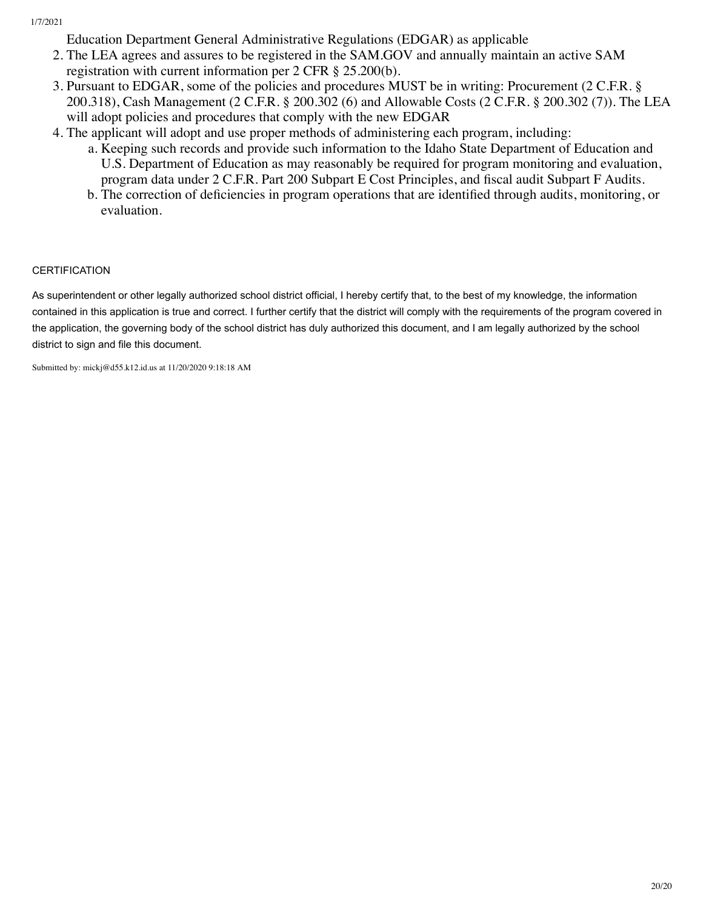Education Department General Administrative Regulations (EDGAR) as applicable

2. The LEA agrees and assures to be registered in the SAM.GOV and annually maintain an active SAM registration with current information per 2 CFR § 25.200(b).
3. Pursuant to EDGAR, some of the policies and procedures MUST be in writing: Procurement (2 C.F.R. § 200.318), Cash Management (2 C.F.R. § 200.302 (6) and Allowable Costs (2 C.F.R. § 200.302 (7)). The LEA will adopt policies and procedures that comply with the new EDGAR
4. The applicant will adopt and use proper methods of administering each program, including:
    a. Keeping such records and provide such information to the Idaho State Department of Education and U.S. Department of Education as may reasonably be required for program monitoring and evaluation, program data under 2 C.F.R. Part 200 Subpart E Cost Principles, and fiscal audit Subpart F Audits.
    b. The correction of deficiencies in program operations that are identified through audits, monitoring, or evaluation.

CERTIFICATION

As superintendent or other legally authorized school district official, I hereby certify that, to the best of my knowledge, the information contained in this application is true and correct. I further certify that the district will comply with the requirements of the program covered in the application, the governing body of the school district has duly authorized this document, and I am legally authorized by the school district to sign and file this document.

Submitted by: mickj@d55.k12.id.us at 11/20/2020 9:18:18 AM